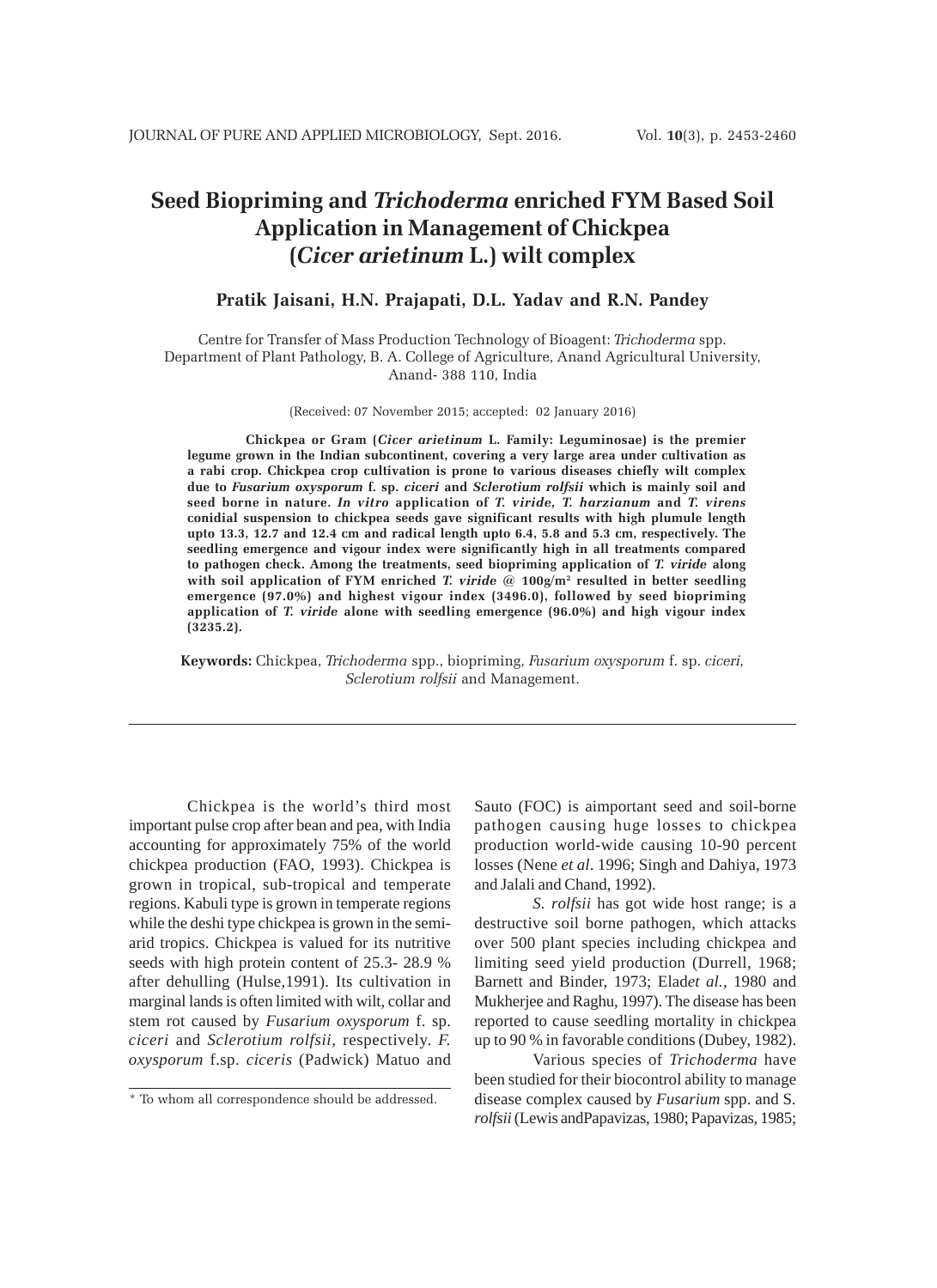# Seed Biopriming and *Trichoderma* enriched FYM Based Soil Application in Management of Chickpea (*Cicer arietinum* L.) wilt complex

**Pratik Jaisani, H.N. Prajapati, D.L. Yadav and R.N. Pandey**

Centre for Transfer of Mass Production Technology of Bioagent: *Trichoderma* spp.
Department of Plant Pathology, B. A. College of Agriculture, Anand Agricultural University, Anand- 388 110, India

(Received: 07 November 2015; accepted: 02 January 2016)

**Chickpea or Gram (*Cicer arietinum* L. Family: Leguminosae) is the premier legume grown in the Indian subcontinent, covering a very large area under cultivation as a rabi crop. Chickpea crop cultivation is prone to various diseases chiefly wilt complex due to *Fusarium oxysporum* f. sp. *ciceri* and *Sclerotium rolfsii* which is mainly soil and seed borne in nature. *In vitro* application of *T. viride, T. harzianum* and *T. virens* conidial suspension to chickpea seeds gave significant results with high plumule length upto 13.3, 12.7 and 12.4 cm and radical length upto 6.4, 5.8 and 5.3 cm, respectively. The seedling emergence and vigour index were significantly high in all treatments compared to pathogen check. Among the treatments, seed biopriming application of *T. viride* along with soil application of FYM enriched *T. viride* @ 100g/m$^2$ resulted in better seedling emergence (97.0%) and highest vigour index (3496.0), followed by seed biopriming application of *T. viride* alone with seedling emergence (96.0%) and high vigour index (3235.2).**

**Keywords:** Chickpea, *Trichoderma* spp., biopriming, *Fusarium oxysporum* f. sp. *ciceri, Sclerotium rolfsii* and Management.

---

Chickpea is the world's third most important pulse crop after bean and pea, with India accounting for approximately 75% of the world chickpea production (FAO, 1993). Chickpea is grown in tropical, sub-tropical and temperate regions. Kabuli type is grown in temperate regions while the deshi type chickpea is grown in the semi-arid tropics. Chickpea is valued for its nutritive seeds with high protein content of 25.3- 28.9 % after dehulling (Hulse,1991). Its cultivation in marginal lands is often limited with wilt, collar and stem rot caused by *Fusarium oxysporum* f. sp. *ciceri* and *Sclerotium rolfsii*, respectively. *F. oxysporum* f.sp. *ciceris* (Padwick) Matuo and Sauto (FOC) is aimportant seed and soil-borne pathogen causing huge losses to chickpea production world-wide causing 10-90 percent losses (Nene *et al*. 1996; Singh and Dahiya, 1973 and Jalali and Chand, 1992).

*S. rolfsii* has got wide host range; is a destructive soil borne pathogen, which attacks over 500 plant species including chickpea and limiting seed yield production (Durrell, 1968; Barnett and Binder, 1973; Elad*et al.*, 1980 and Mukherjee and Raghu, 1997). The disease has been reported to cause seedling mortality in chickpea up to 90 % in favorable conditions (Dubey, 1982).

Various species of *Trichoderma* have been studied for their biocontrol ability to manage disease complex caused by *Fusarium* spp. and S. *rolfsii* (Lewis andPapavizas, 1980; Papavizas, 1985;

\* To whom all correspondence should be addressed.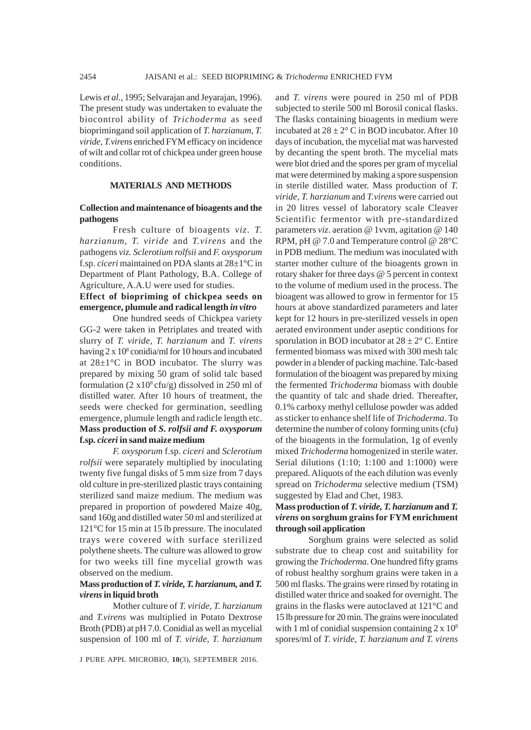Lewis *et al.*, 1995; Selvarajan and Jeyarajan, 1996). The present study was undertaken to evaluate the biocontrol ability of *Trichoderma* as seed bioprimingand soil application of *T. harzianum, T. viride, T.virens* enriched FYM efficacy on incidence of wilt and collar rot of chickpea under green house conditions.

## MATERIALS AND METHODS

### Collection and maintenance of bioagents and the pathogens

Fresh culture of bioagents *viz*. *T. harzianum, T. viride* and *T.virens* and the pathogens *viz. Sclerotium rolfsii* and *F. oxysporum* f.sp. *ciceri* maintained on PDA slants at 28±1°C in Department of Plant Pathology, B.A. College of Agriculture, A.A.U were used for studies.

### Effect of biopriming of chickpea seeds on emergence, plumule and radical length *in vitro*

One hundred seeds of Chickpea variety GG-2 were taken in Petriplates and treated with slurry of *T. viride, T. harzianum* and *T. virens* having $2 \times 10^8$ conidia/ml for 10 hours and incubated at 28±1°C in BOD incubator. The slurry was prepared by mixing 50 gram of solid talc based formulation ($2 \times 10^8$ cfu/g) dissolved in 250 ml of distilled water. After 10 hours of treatment, the seeds were checked for germination, seedling emergence, plumule length and radicle length etc.

### Mass production of *S. rolfsii and F. oxysporum* f.sp. *ciceri* in sand maize medium

*F. oxysporum* f.sp. *ciceri* and *Sclerotium rolfsii* were separately multiplied by inoculating twenty five fungal disks of 5 mm size from 7 days old culture in pre-sterilized plastic trays containing sterilized sand maize medium. The medium was prepared in proportion of powdered Maize 40g, sand 160g and distilled water 50 ml and sterilized at 121°C for 15 min at 15 lb pressure. The inoculated trays were covered with surface sterilized polythene sheets. The culture was allowed to grow for two weeks till fine mycelial growth was observed on the medium.

### Mass production of *T. viride, T. harzianum,* and *T. virens* in liquid broth

Mother culture of *T. viride, T. harzianum* and *T.virens* was multiplied in Potato Dextrose Broth (PDB) at pH 7.0. Conidial as well as mycelial suspension of 100 ml of *T. viride, T. harzianum* and *T. virens* were poured in 250 ml of PDB subjected to sterile 500 ml Borosil conical flasks. The flasks containing bioagents in medium were incubated at 28 ± 2° C in BOD incubator. After 10 days of incubation, the mycelial mat was harvested by decanting the spent broth. The mycelial mats were blot dried and the spores per gram of mycelial mat were determined by making a spore suspension in sterile distilled water. Mass production of *T. viride, T. harzianum* and *T.virens* were carried out in 20 litres vessel of laboratory scale Cleaver Scientific fermentor with pre-standardized parameters *viz*. aeration @ 1vvm, agitation @ 140 RPM, pH @ 7.0 and Temperature control @ 28°C in PDB medium. The medium was inoculated with starter mother culture of the bioagents grown in rotary shaker for three days @ 5 percent in context to the volume of medium used in the process. The bioagent was allowed to grow in fermentor for 15 hours at above standardized parameters and later kept for 12 hours in pre-sterilized vessels in open aerated environment under aseptic conditions for sporulation in BOD incubator at 28 ± 2° C. Entire fermented biomass was mixed with 300 mesh talc powder in a blender of packing machine. Talc-based formulation of the bioagent was prepared by mixing the fermented *Trichoderma* biomass with double the quantity of talc and shade dried. Thereafter, 0.1% carboxy methyl cellulose powder was added as sticker to enhance shelf life of *Trichoderma*. To determine the number of colony forming units (cfu) of the bioagents in the formulation, 1g of evenly mixed *Trichoderma* homogenized in sterile water. Serial dilutions (1:10; 1:100 and 1:1000) were prepared. Aliquots of the each dilution was evenly spread on *Trichoderma* selective medium (TSM) suggested by Elad and Chet, 1983.

### Mass production of *T. viride, T. harzianum* and *T. virens* on sorghum grains for FYM enrichment through soil application

Sorghum grains were selected as solid substrate due to cheap cost and suitability for growing the *Trichoderma*. One hundred fifty grams of robust healthy sorghum grains were taken in a 500 ml flasks. The grains were rinsed by rotating in distilled water thrice and soaked for overnight. The grains in the flasks were autoclaved at 121°C and 15 lb pressure for 20 min. The grains were inoculated with 1 ml of conidial suspension containing $2 \times 10^8$ spores/ml of *T. viride, T. harzianum and T. virens*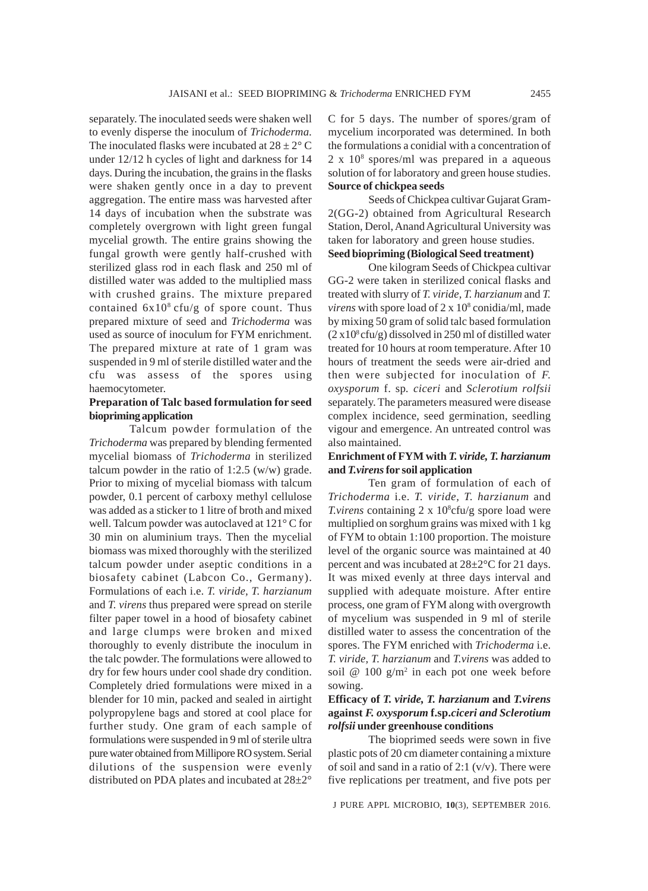separately. The inoculated seeds were shaken well to evenly disperse the inoculum of *Trichoderma*. The inoculated flasks were incubated at $28 \pm 2°$ C under 12/12 h cycles of light and darkness for 14 days. During the incubation, the grains in the flasks were shaken gently once in a day to prevent aggregation. The entire mass was harvested after 14 days of incubation when the substrate was completely overgrown with light green fungal mycelial growth. The entire grains showing the fungal growth were gently half-crushed with sterilized glass rod in each flask and 250 ml of distilled water was added to the multiplied mass with crushed grains. The mixture prepared contained $6x10^8$ cfu/g of spore count. Thus prepared mixture of seed and *Trichoderma* was used as source of inoculum for FYM enrichment. The prepared mixture at rate of 1 gram was suspended in 9 ml of sterile distilled water and the cfu was assess of the spores using haemocytometer.

**Preparation of Talc based formulation for seed biopriming application**

Talcum powder formulation of the *Trichoderma* was prepared by blending fermented mycelial biomass of *Trichoderma* in sterilized talcum powder in the ratio of 1:2.5 (w/w) grade. Prior to mixing of mycelial biomass with talcum powder, 0.1 percent of carboxy methyl cellulose was added as a sticker to 1 litre of broth and mixed well. Talcum powder was autoclaved at 121° C for 30 min on aluminium trays. Then the mycelial biomass was mixed thoroughly with the sterilized talcum powder under aseptic conditions in a biosafety cabinet (Labcon Co., Germany). Formulations of each i.e. *T. viride*, *T. harzianum* and *T. virens* thus prepared were spread on sterile filter paper towel in a hood of biosafety cabinet and large clumps were broken and mixed thoroughly to evenly distribute the inoculum in the talc powder. The formulations were allowed to dry for few hours under cool shade dry condition. Completely dried formulations were mixed in a blender for 10 min, packed and sealed in airtight polypropylene bags and stored at cool place for further study. One gram of each sample of formulations were suspended in 9 ml of sterile ultra pure water obtained from Millipore RO system. Serial dilutions of the suspension were evenly distributed on PDA plates and incubated at 28±2° C for 5 days. The number of spores/gram of mycelium incorporated was determined. In both the formulations a conidial with a concentration of $2 \times 10^8$ spores/ml was prepared in a aqueous solution of for laboratory and green house studies.

**Source of chickpea seeds**

Seeds of Chickpea cultivar Gujarat Gram-2(GG-2) obtained from Agricultural Research Station, Derol, Anand Agricultural University was taken for laboratory and green house studies.

**Seed biopriming (Biological Seed treatment)**

One kilogram Seeds of Chickpea cultivar GG-2 were taken in sterilized conical flasks and treated with slurry of *T. viride*, *T. harzianum* and *T. virens* with spore load of $2 \times 10^8$ conidia/ml, made by mixing 50 gram of solid talc based formulation ($2 \times 10^8$ cfu/g) dissolved in 250 ml of distilled water treated for 10 hours at room temperature. After 10 hours of treatment the seeds were air-dried and then were subjected for inoculation of *F. oxysporum* f. sp. *ciceri* and *Sclerotium rolfsii* separately. The parameters measured were disease complex incidence, seed germination, seedling vigour and emergence. An untreated control was also maintained.

**Enrichment of FYM with *T. viride, T. harzianum* and *T.virens* for soil application**

Ten gram of formulation of each of *Trichoderma* i.e. *T. viride*, *T. harzianum* and *T.virens* containing $2 \times 10^8$cfu/g spore load were multiplied on sorghum grains was mixed with 1 kg of FYM to obtain 1:100 proportion. The moisture level of the organic source was maintained at 40 percent and was incubated at 28±2°C for 21 days. It was mixed evenly at three days interval and supplied with adequate moisture. After entire process, one gram of FYM along with overgrowth of mycelium was suspended in 9 ml of sterile distilled water to assess the concentration of the spores. The FYM enriched with *Trichoderma* i.e. *T. viride, T. harzianum* and *T.virens* was added to soil @ 100 $g/m^2$ in each pot one week before sowing.

**Efficacy of *T. viride, T. harzianum* and *T.virens* against *F. oxysporum* f.sp.*ciceri and Sclerotium rolfsii* under greenhouse conditions**

The bioprimed seeds were sown in five plastic pots of 20 cm diameter containing a mixture of soil and sand in a ratio of 2:1 (v/v). There were five replications per treatment, and five pots per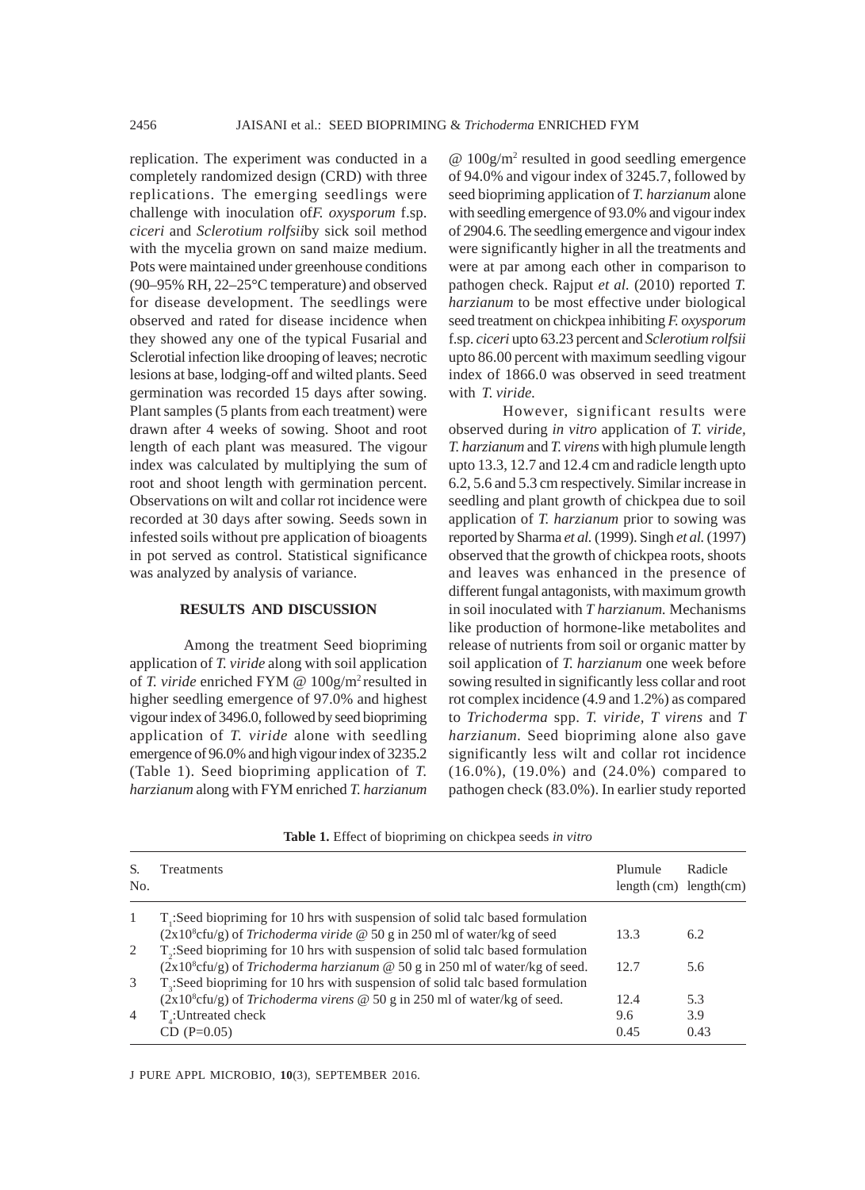replication. The experiment was conducted in a completely randomized design (CRD) with three replications. The emerging seedlings were challenge with inoculation of*F. oxysporum* f.sp. *ciceri* and *Sclerotium rolfsii*by sick soil method with the mycelia grown on sand maize medium. Pots were maintained under greenhouse conditions (90–95% RH, 22–25°C temperature) and observed for disease development. The seedlings were observed and rated for disease incidence when they showed any one of the typical Fusarial and Sclerotial infection like drooping of leaves; necrotic lesions at base, lodging-off and wilted plants. Seed germination was recorded 15 days after sowing. Plant samples (5 plants from each treatment) were drawn after 4 weeks of sowing. Shoot and root length of each plant was measured. The vigour index was calculated by multiplying the sum of root and shoot length with germination percent. Observations on wilt and collar rot incidence were recorded at 30 days after sowing. Seeds sown in infested soils without pre application of bioagents in pot served as control. Statistical significance was analyzed by analysis of variance.

## RESULTS AND DISCUSSION

Among the treatment Seed biopriming application of *T. viride* along with soil application of *T. viride* enriched FYM @ 100g/m$^2$ resulted in higher seedling emergence of 97.0% and highest vigour index of 3496.0, followed by seed biopriming application of *T. viride* alone with seedling emergence of 96.0% and high vigour index of 3235.2 (Table 1). Seed biopriming application of *T. harzianum* along with FYM enriched *T. harzianum* @ 100g/m$^2$ resulted in good seedling emergence of 94.0% and vigour index of 3245.7, followed by seed biopriming application of *T. harzianum* alone with seedling emergence of 93.0% and vigour index of 2904.6. The seedling emergence and vigour index were significantly higher in all the treatments and were at par among each other in comparison to pathogen check. Rajput *et al.* (2010) reported *T. harzianum* to be most effective under biological seed treatment on chickpea inhibiting *F. oxysporum* f.sp. *ciceri* upto 63.23 percent and *Sclerotium rolfsii* upto 86.00 percent with maximum seedling vigour index of 1866.0 was observed in seed treatment with *T. viride.*

However, significant results were observed during *in vitro* application of *T. viride*, *T. harzianum* and *T. virens* with high plumule length upto 13.3, 12.7 and 12.4 cm and radicle length upto 6.2, 5.6 and 5.3 cm respectively. Similar increase in seedling and plant growth of chickpea due to soil application of *T. harzianum* prior to sowing was reported by Sharma *et al.* (1999). Singh *et al.* (1997) observed that the growth of chickpea roots, shoots and leaves was enhanced in the presence of different fungal antagonists, with maximum growth in soil inoculated with *T harzianum.* Mechanisms like production of hormone-like metabolites and release of nutrients from soil or organic matter by soil application of *T. harzianum* one week before sowing resulted in significantly less collar and root rot complex incidence (4.9 and 1.2%) as compared to *Trichoderma* spp. *T. viride*, *T virens* and *T harzianum*. Seed biopriming alone also gave significantly less wilt and collar rot incidence (16.0%), (19.0%) and (24.0%) compared to pathogen check (83.0%). In earlier study reported

**Table 1.** Effect of biopriming on chickpea seeds *in vitro*

| S. No. | Treatments | Plumule length (cm) | Radicle length(cm) |
|---|---|---|---|
| 1 | $T_1$:Seed biopriming for 10 hrs with suspension of solid talc based formulation (2x10$^8$cfu/g) of *Trichoderma viride* @ 50 g in 250 ml of water/kg of seed | 13.3 | 6.2 |
| 2 | $T_2$:Seed biopriming for 10 hrs with suspension of solid talc based formulation (2x10$^8$cfu/g) of *Trichoderma harzianum* @ 50 g in 250 ml of water/kg of seed. | 12.7 | 5.6 |
| 3 | $T_3$:Seed biopriming for 10 hrs with suspension of solid talc based formulation (2x10$^8$cfu/g) of *Trichoderma virens* @ 50 g in 250 ml of water/kg of seed. | 12.4 | 5.3 |
| 4 | $T_4$:Untreated check | 9.6 | 3.9 |
| | CD (P=0.05) | 0.45 | 0.43 |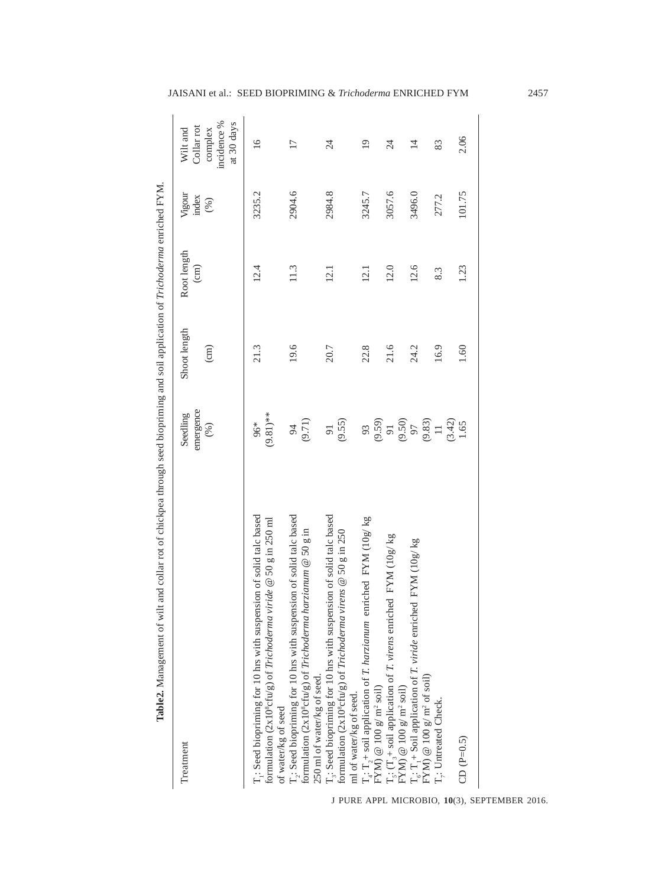**Table2.** Management of wilt and collar rot of chickpea through seed biopriming and soil application of *Trichoderma* enriched FYM.

| Treatment | Seedling emergence (%) | Shoot length (cm) | Root length (cm) | Vigour index (%) | Wilt and Collar rot complex incidence % at 30 days |
|---|---|---|---|---|---|
| $T_1$: Seed biopriming for 10 hrs with suspension of solid talc based formulation ($2x10^8$cfu/g) of *Trichoderma viride* @ 50 g in 250 ml of water/kg of seed | 96* (9.81)** | 21.3 | 12.4 | 3235.2 | 16 |
| $T_2$: Seed biopriming for 10 hrs with suspension of solid talc based formulation ($2x10^8$cfu/g) of *Trichoderma harzianum* @ 50 g in 250 ml of water/kg of seed. | 94 (9.71) | 19.6 | 11.3 | 2904.6 | 17 |
| $T_3$: Seed biopriming for 10 hrs with suspension of solid talc based formulation ($2x10^8$cfu/g) of *Trichoderma virens* @ 50 g in 250 ml of water/kg of seed. | 91 (9.55) | 20.7 | 12.1 | 2984.8 | 24 |
| $T_4$: $T_2$ + soil application of *T. harzianum* enriched FYM (10g/ kg FYM) @ 100 g/ $m^2$ soil) | 93 (9.59) | 22.8 | 12.1 | 3245.7 | 19 |
| $T_5$: ($T_3$ + soil application of *T. virens* enriched FYM (10g/ kg FYM) @ 100 g/ $m^2$ soil) | 91 (9.50) | 21.6 | 12.0 | 3057.6 | 24 |
| $T_6$: $T_1$ + Soil application of *T. viride* enriched FYM (10g/ kg FYM) @ 100 g/ $m^2$ of soil) | 97 (9.83) | 24.2 | 12.6 | 3496.0 | 14 |
| $T_7$: Untreated Check. | 11 (3.42) | 16.9 | 8.3 | 277.2 | 83 |
| CD (P=0.5) | 1.65 | 1.60 | 1.23 | 101.75 | 2.06 |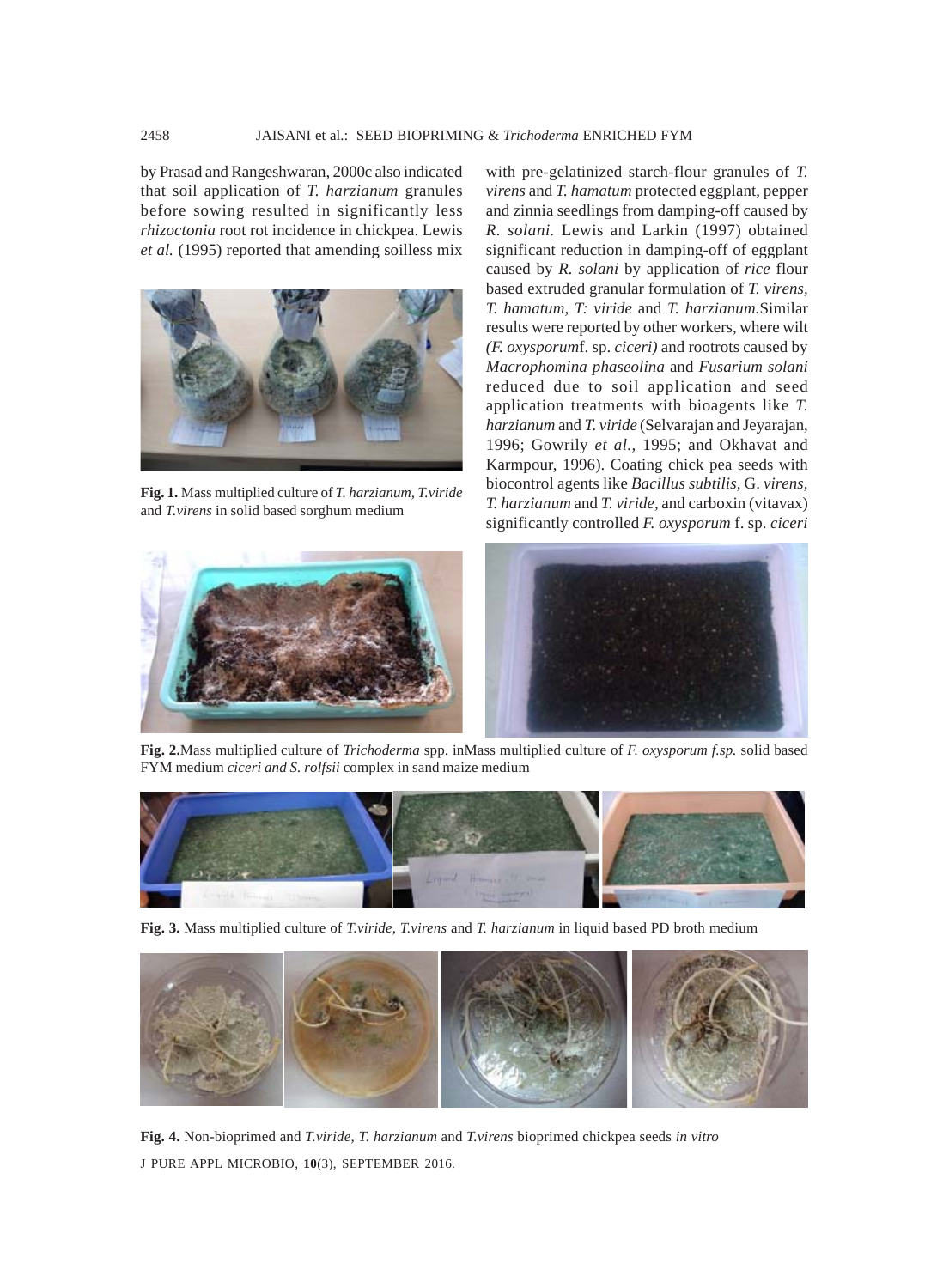by Prasad and Rangeshwaran, 2000c also indicated that soil application of *T. harzianum* granules before sowing resulted in significantly less *rhizoctonia* root rot incidence in chickpea. Lewis *et al.* (1995) reported that amending soilless mix with pre-gelatinized starch-flour granules of *T. virens* and *T. hamatum* protected eggplant, pepper and zinnia seedlings from damping-off caused by *R. solani*. Lewis and Larkin (1997) obtained significant reduction in damping-off of eggplant caused by *R. solani* by application of *rice* flour based extruded granular formulation of *T. virens*, *T. hamatum*, *T: viride* and *T. harzianum*.Similar results were reported by other workers, where wilt *(F. oxysporum*f. sp. *ciceri)* and rootrots caused by *Macrophomina phaseolina* and *Fusarium solani* reduced due to soil application and seed application treatments with bioagents like *T. harzianum* and *T. viride* (Selvarajan and Jeyarajan, 1996; Gowrily *et al.*, 1995; and Okhavat and Karmpour, 1996). Coating chick pea seeds with biocontrol agents like *Bacillus subtilis*, G. *virens*, *T. harzianum* and *T. viride*, and carboxin (vitavax) significantly controlled *F. oxysporum* f. sp. *ciceri*

**Fig. 1.** Mass multiplied culture of *T. harzianum, T.viride* and *T.virens* in solid based sorghum medium

**Fig. 2.**Mass multiplied culture of *Trichoderma* spp. inMass multiplied culture of *F. oxysporum f.sp.* solid based FYM medium *ciceri and S. rolfsii* complex in sand maize medium

**Fig. 3.** Mass multiplied culture of *T.viride, T.virens* and *T. harzianum* in liquid based PD broth medium

**Fig. 4.** Non-bioprimed and *T.viride, T. harzianum* and *T.virens* bioprimed chickpea seeds *in vitro*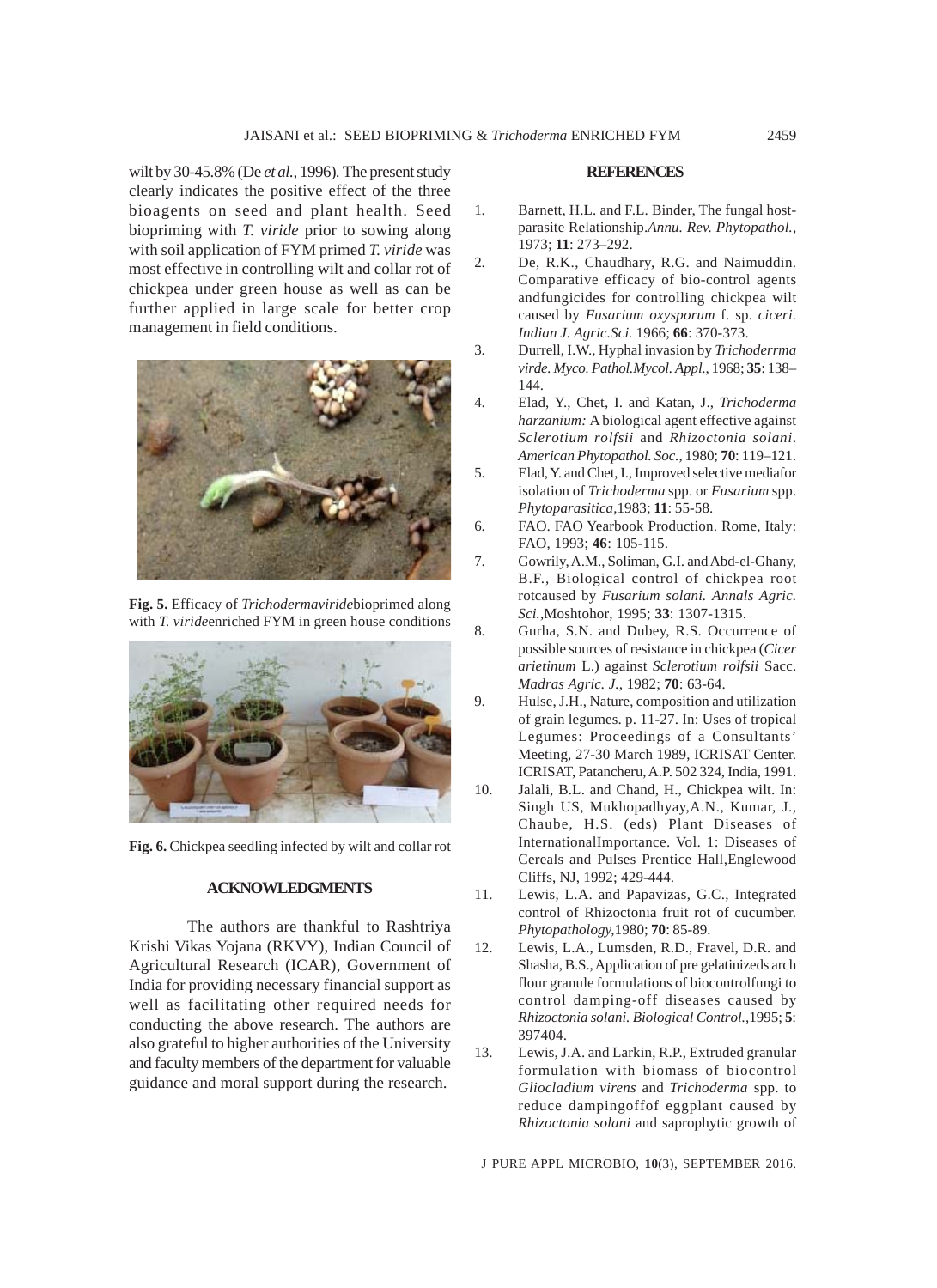wilt by 30-45.8% (De *et al.,* 1996). The present study clearly indicates the positive effect of the three bioagents on seed and plant health. Seed biopriming with *T. viride* prior to sowing along with soil application of FYM primed *T. viride* was most effective in controlling wilt and collar rot of chickpea under green house as well as can be further applied in large scale for better crop management in field conditions.

**Fig. 5.** Efficacy of *Trichodermaviride*bioprimed along with *T. viride*enriched FYM in green house conditions

**Fig. 6.** Chickpea seedling infected by wilt and collar rot

## ACKNOWLEDGMENTS

The authors are thankful to Rashtriya Krishi Vikas Yojana (RKVY), Indian Council of Agricultural Research (ICAR), Government of India for providing necessary financial support as well as facilitating other required needs for conducting the above research. The authors are also grateful to higher authorities of the University and faculty members of the department for valuable guidance and moral support during the research.

## REFERENCES

1. Barnett, H.L. and F.L. Binder, The fungal host-parasite Relationship.*Annu. Rev. Phytopathol.*, 1973; **11**: 273–292.
2. De, R.K., Chaudhary, R.G. and Naimuddin. Comparative efficacy of bio-control agents andfungicides for controlling chickpea wilt caused by *Fusarium oxysporum* f. sp. *ciceri. Indian J. Agric.Sci.* 1966; **66**: 370-373.
3. Durrell, I.W., Hyphal invasion by *Trichoderrma virde. Myco. Pathol.Mycol. Appl.*, 1968; **35**: 138–144.
4. Elad, Y., Chet, I. and Katan, J., *Trichoderma harzanium:* A biological agent effective against *Sclerotium rolfsii* and *Rhizoctonia solani*. *American Phytopathol. Soc.*, 1980; **70**: 119–121.
5. Elad, Y. and Chet, I., Improved selective mediafor isolation of *Trichoderma* spp. or *Fusarium* spp. *Phytoparasitica*,1983; **11**: 55-58.
6. FAO. FAO Yearbook Production. Rome, Italy: FAO, 1993; **46**: 105-115.
7. Gowrily, A.M., Soliman, G.I. and Abd-el-Ghany, B.F., Biological control of chickpea root rotcaused by *Fusarium solani. Annals Agric. Sci.*,Moshtohor, 1995; **33**: 1307-1315.
8. Gurha, S.N. and Dubey, R.S. Occurrence of possible sources of resistance in chickpea (*Cicer arietinum* L.) against *Sclerotium rolfsii* Sacc. *Madras Agric. J.*, 1982; **70**: 63-64.
9. Hulse, J.H., Nature, composition and utilization of grain legumes. p. 11-27. In: Uses of tropical Legumes: Proceedings of a Consultants' Meeting, 27-30 March 1989, ICRISAT Center. ICRISAT, Patancheru, A.P. 502 324, India, 1991.
10. Jalali, B.L. and Chand, H., Chickpea wilt. In: Singh US, Mukhopadhyay,A.N., Kumar, J., Chaube, H.S. (eds) Plant Diseases of InternationalImportance. Vol. 1: Diseases of Cereals and Pulses Prentice Hall,Englewood Cliffs, NJ, 1992; 429-444.
11. Lewis, L.A. and Papavizas, G.C., Integrated control of Rhizoctonia fruit rot of cucumber. *Phytopathology*,1980; **70**: 85-89.
12. Lewis, L.A., Lumsden, R.D., Fravel, D.R. and Shasha, B.S., Application of pre gelatinizeds arch flour granule formulations of biocontrolfungi to control damping-off diseases caused by *Rhizoctonia solani. Biological Control.*,1995; **5**: 397404.
13. Lewis, J.A. and Larkin, R.P., Extruded granular formulation with biomass of biocontrol *Gliocladium virens* and *Trichoderma* spp. to reduce dampingoffof eggplant caused by *Rhizoctonia solani* and saprophytic growth of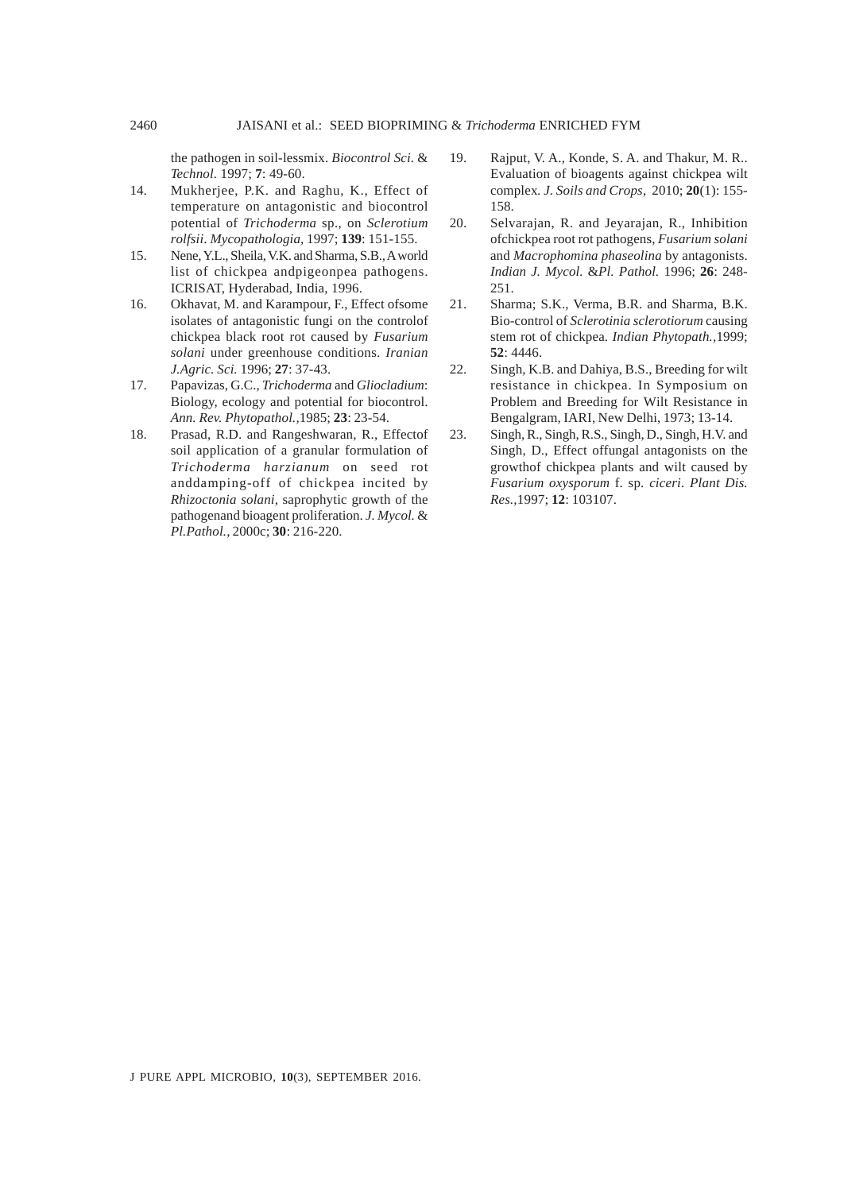the pathogen in soil-lessmix. *Biocontrol Sci. & Technol.* 1997; **7**: 49-60.

14. Mukherjee, P.K. and Raghu, K., Effect of temperature on antagonistic and biocontrol potential of *Trichoderma* sp., on *Sclerotium rolfsii*. *Mycopathologia*, 1997; **139**: 151-155.
15. Nene, Y.L., Sheila, V.K. and Sharma, S.B., A world list of chickpea andpigeonpea pathogens. ICRISAT, Hyderabad, India, 1996.
16. Okhavat, M. and Karampour, F., Effect ofsome isolates of antagonistic fungi on the controlof chickpea black root rot caused by *Fusarium solani* under greenhouse conditions. *Iranian J.Agric. Sci.* 1996; **27**: 37-43.
17. Papavizas, G.C., *Trichoderma* and *Gliocladium*: Biology, ecology and potential for biocontrol. *Ann. Rev. Phytopathol.*,1985; **23**: 23-54.
18. Prasad, R.D. and Rangeshwaran, R., Effectof soil application of a granular formulation of *Trichoderma harzianum* on seed rot anddamping-off of chickpea incited by *Rhizoctonia solani*, saprophytic growth of the pathogenand bioagent proliferation. *J. Mycol. & Pl.Pathol.*, 2000c; **30**: 216-220.
19. Rajput, V. A., Konde, S. A. and Thakur, M. R.. Evaluation of bioagents against chickpea wilt complex. *J. Soils and Crops*, 2010; **20**(1): 155-158.
20. Selvarajan, R. and Jeyarajan, R., Inhibition ofchickpea root rot pathogens, *Fusarium solani* and *Macrophomina phaseolina* by antagonists. *Indian J. Mycol. &Pl. Pathol.* 1996; **26**: 248-251.
21. Sharma; S.K., Verma, B.R. and Sharma, B.K. Bio-control of *Sclerotinia sclerotiorum* causing stem rot of chickpea. *Indian Phytopath.*,1999; **52**: 4446.
22. Singh, K.B. and Dahiya, B.S., Breeding for wilt resistance in chickpea. In Symposium on Problem and Breeding for Wilt Resistance in Bengalgram, IARI, New Delhi, 1973; 13-14.
23. Singh, R., Singh, R.S., Singh, D., Singh, H.V. and Singh, D., Effect offungal antagonists on the growthof chickpea plants and wilt caused by *Fusarium oxysporum* f. sp. *ciceri*. *Plant Dis. Res.*,1997; **12**: 103107.